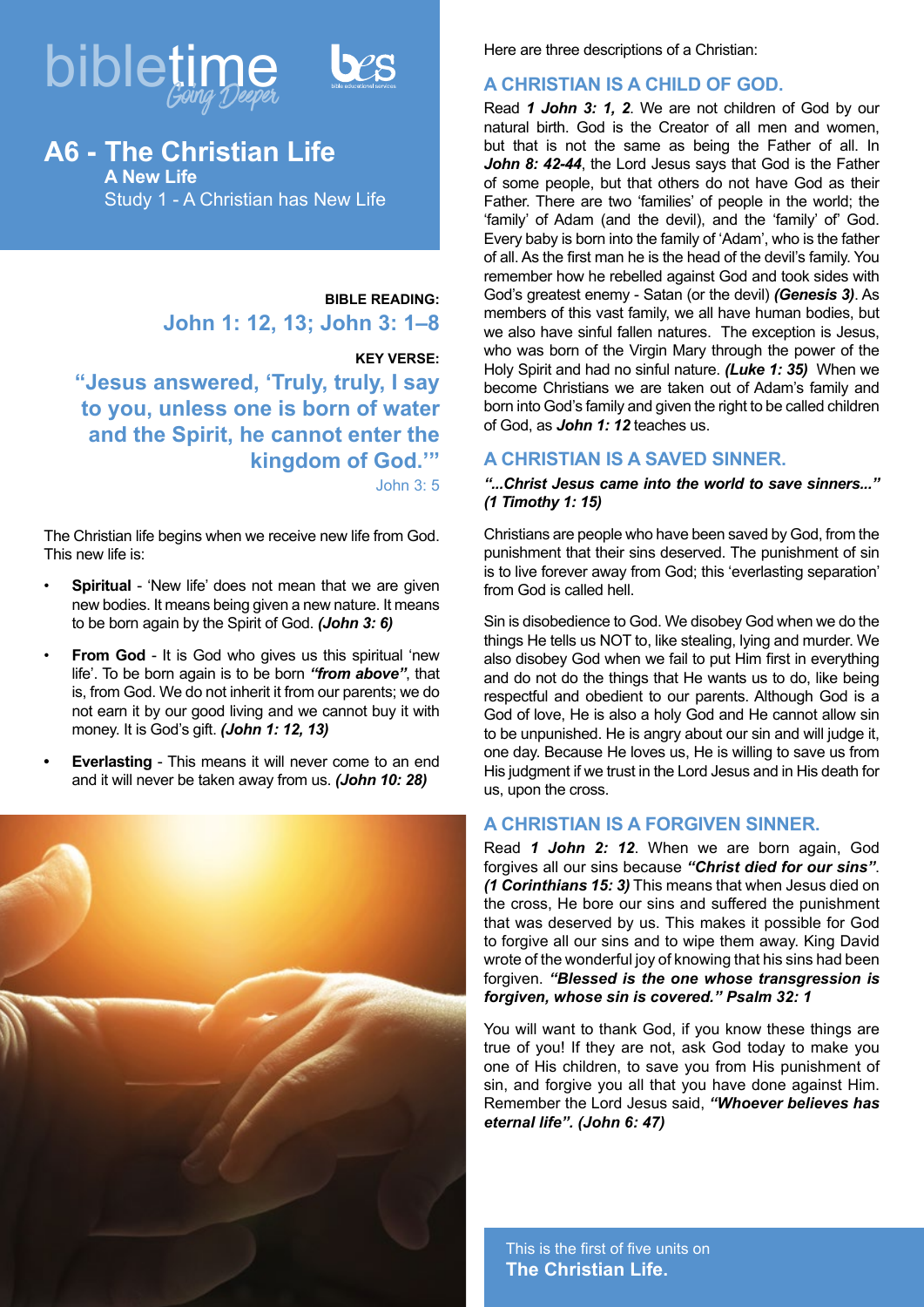bibletime *Going Deeper*

bes

# A6 - The Christian Life

**A New Life**

Study 1 - A Christian has New Life

**BIBLE READING:**

## John 1: 12, 13; John 3: 1–8

**KEY VERSE:**

**“Jesus answered, ‘Truly, truly, I say to you, unless one is born of water and the Spirit, he cannot enter the kingdom of God.’”**

John 3: 5

The Christian life begins when we receive new life from God. This new life is:

- **Spiritual** - ‘New life’ does not mean that we are given new bodies. It means being given a new nature. It means to be born again by the Spirit of God. ***(John 3: 6)***
- **From God** - It is God who gives us this spiritual ‘new life’. To be born again is to be born ***“from above”***, that is, from God. We do not inherit it from our parents; we do not earn it by our good living and we cannot buy it with money. It is God’s gift. ***(John 1: 12, 13)***
- **Everlasting** - This means it will never come to an end and it will never be taken away from us. ***(John 10: 28)***

Here are three descriptions of a Christian:

## A CHRISTIAN IS A CHILD OF GOD.

Read ***1 John 3: 1, 2***. We are not children of God by our natural birth. God is the Creator of all men and women, but that is not the same as being the Father of all. In ***John 8: 42-44***, the Lord Jesus says that God is the Father of some people, but that others do not have God as their Father. There are two ‘families’ of people in the world; the ‘family’ of Adam (and the devil), and the ‘family’ of’ God. Every baby is born into the family of ‘Adam’, who is the father of all. As the first man he is the head of the devil’s family. You remember how he rebelled against God and took sides with God’s greatest enemy - Satan (or the devil) ***(Genesis 3)***. As members of this vast family, we all have human bodies, but we also have sinful fallen natures. The exception is Jesus, who was born of the Virgin Mary through the power of the Holy Spirit and had no sinful nature. ***(Luke 1: 35)*** When we become Christians we are taken out of Adam’s family and born into God’s family and given the right to be called children of God, as ***John 1: 12*** teaches us.

## A CHRISTIAN IS A SAVED SINNER.

***“...Christ Jesus came into the world to save sinners...” (1 Timothy 1: 15)***

Christians are people who have been saved by God, from the punishment that their sins deserved. The punishment of sin is to live forever away from God; this ‘everlasting separation’ from God is called hell.

Sin is disobedience to God. We disobey God when we do the things He tells us NOT to, like stealing, lying and murder. We also disobey God when we fail to put Him first in everything and do not do the things that He wants us to do, like being respectful and obedient to our parents. Although God is a God of love, He is also a holy God and He cannot allow sin to be unpunished. He is angry about our sin and will judge it, one day. Because He loves us, He is willing to save us from His judgment if we trust in the Lord Jesus and in His death for us, upon the cross.

## A CHRISTIAN IS A FORGIVEN SINNER.

Read ***1 John 2: 12***. When we are born again, God forgives all our sins because ***“Christ died for our sins”***. ***(1 Corinthians 15: 3)*** This means that when Jesus died on the cross, He bore our sins and suffered the punishment that was deserved by us. This makes it possible for God to forgive all our sins and to wipe them away. King David wrote of the wonderful joy of knowing that his sins had been forgiven. ***“Blessed is the one whose transgression is forgiven, whose sin is covered.” Psalm 32: 1***

You will want to thank God, if you know these things are true of you! If they are not, ask God today to make you one of His children, to save you from His punishment of sin, and forgive you all that you have done against Him. Remember the Lord Jesus said, ***“Whoever believes has eternal life”. (John 6: 47)***

This is the first of five units on **The Christian Life.**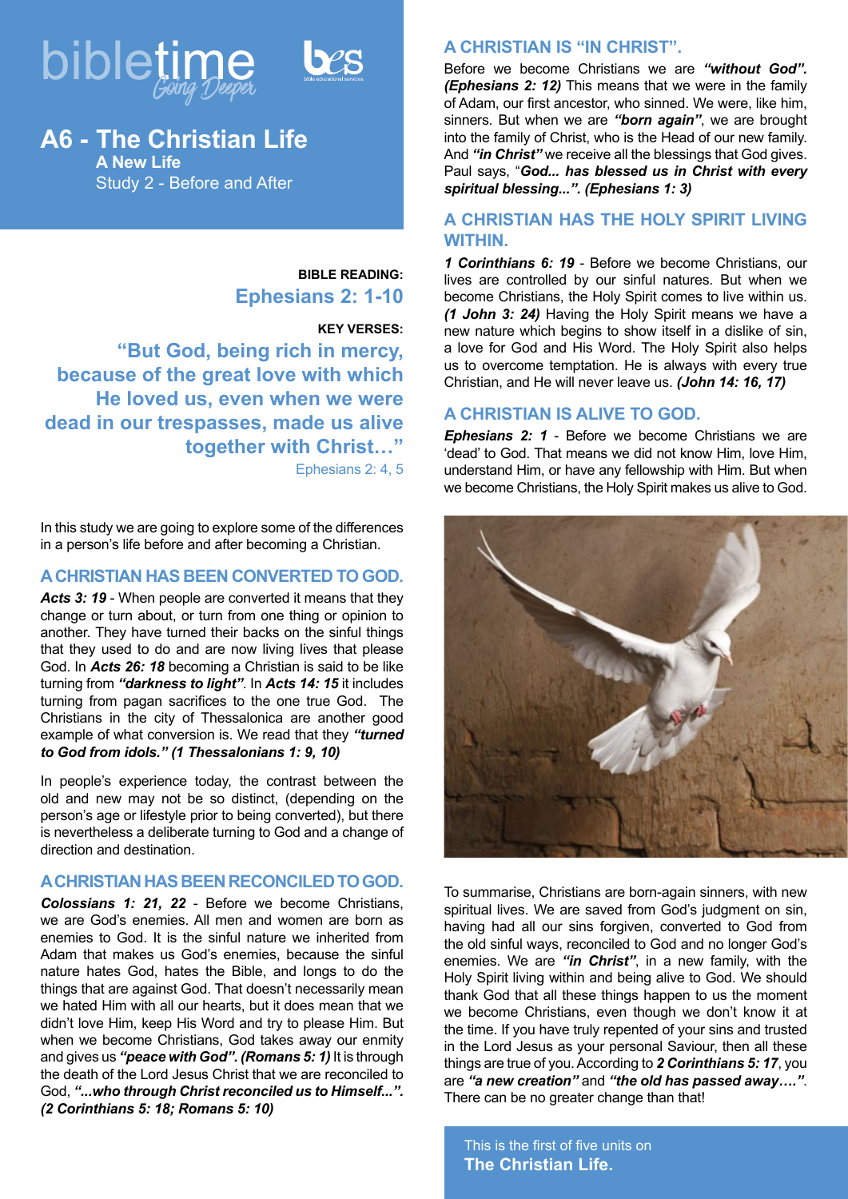bibletime Going Deeper

bes

# A6 - The Christian Life

**A New Life**

Study 2 - Before and After

**BIBLE READING:**

**Ephesians 2: 1-10**

**KEY VERSES:**

**"But God, being rich in mercy, because of the great love with which He loved us, even when we were dead in our trespasses, made us alive together with Christ…"**

Ephesians 2: 4, 5

In this study we are going to explore some of the differences in a person's life before and after becoming a Christian.

## A CHRISTIAN HAS BEEN CONVERTED TO GOD.

***Acts 3: 19*** - When people are converted it means that they change or turn about, or turn from one thing or opinion to another. They have turned their backs on the sinful things that they used to do and are now living lives that please God. In ***Acts 26: 18*** becoming a Christian is said to be like turning from ***"darkness to light"***. In ***Acts 14: 15*** it includes turning from pagan sacrifices to the one true God. The Christians in the city of Thessalonica are another good example of what conversion is. We read that they ***"turned to God from idols." (1 Thessalonians 1: 9, 10)***

In people's experience today, the contrast between the old and new may not be so distinct, (depending on the person's age or lifestyle prior to being converted), but there is nevertheless a deliberate turning to God and a change of direction and destination.

## A CHRISTIAN HAS BEEN RECONCILED TO GOD.

***Colossians 1: 21, 22*** - Before we become Christians, we are God's enemies. All men and women are born as enemies to God. It is the sinful nature we inherited from Adam that makes us God's enemies, because the sinful nature hates God, hates the Bible, and longs to do the things that are against God. That doesn't necessarily mean we hated Him with all our hearts, but it does mean that we didn't love Him, keep His Word and try to please Him. But when we become Christians, God takes away our enmity and gives us ***"peace with God". (Romans 5: 1)*** It is through the death of the Lord Jesus Christ that we are reconciled to God, ***"...who through Christ reconciled us to Himself...". (2 Corinthians 5: 18; Romans 5: 10)***

## A CHRISTIAN IS "IN CHRIST".

Before we become Christians we are ***"without God". (Ephesians 2: 12)*** This means that we were in the family of Adam, our first ancestor, who sinned. We were, like him, sinners. But when we are ***"born again"***, we are brought into the family of Christ, who is the Head of our new family. And ***"in Christ"*** we receive all the blessings that God gives. Paul says, "***God... has blessed us in Christ with every spiritual blessing...". (Ephesians 1: 3)***

## A CHRISTIAN HAS THE HOLY SPIRIT LIVING WITHIN.

***1 Corinthians 6: 19*** - Before we become Christians, our lives are controlled by our sinful natures. But when we become Christians, the Holy Spirit comes to live within us. ***(1 John 3: 24)*** Having the Holy Spirit means we have a new nature which begins to show itself in a dislike of sin, a love for God and His Word. The Holy Spirit also helps us to overcome temptation. He is always with every true Christian, and He will never leave us. ***(John 14: 16, 17)***

## A CHRISTIAN IS ALIVE TO GOD.

***Ephesians 2: 1*** - Before we become Christians we are 'dead' to God. That means we did not know Him, love Him, understand Him, or have any fellowship with Him. But when we become Christians, the Holy Spirit makes us alive to God.

To summarise, Christians are born-again sinners, with new spiritual lives. We are saved from God's judgment on sin, having had all our sins forgiven, converted to God from the old sinful ways, reconciled to God and no longer God's enemies. We are ***"in Christ"***, in a new family, with the Holy Spirit living within and being alive to God. We should thank God that all these things happen to us the moment we become Christians, even though we don't know it at the time. If you have truly repented of your sins and trusted in the Lord Jesus as your personal Saviour, then all these things are true of you. According to ***2 Corinthians 5: 17***, you are ***"a new creation"*** and ***"the old has passed away….".*** There can be no greater change than that!

This is the first of five units on **The Christian Life.**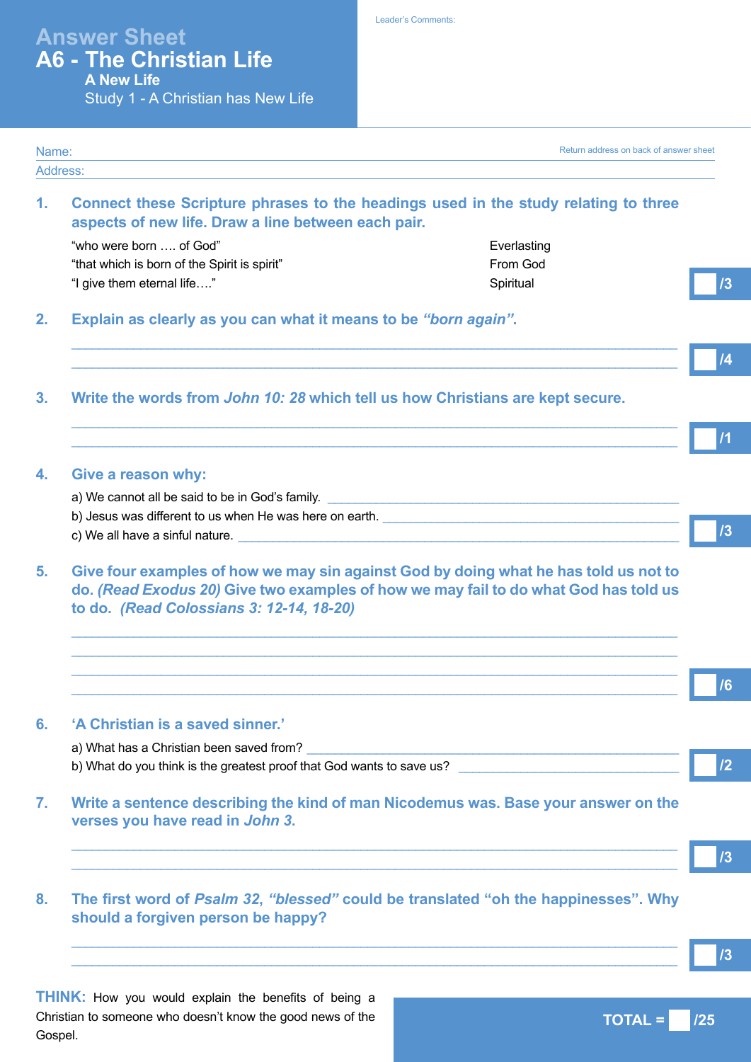# Answer Sheet
# A6 - The Christian Life
## A New Life
### Study 1 - A Christian has New Life

Leader's Comments:

Name:

Return address on back of answer sheet

Address:

**1. Connect these Scripture phrases to the headings used in the study relating to three aspects of new life. Draw a line between each pair.**

| | |
|---|---|
| "who were born …. of God" | Everlasting |
| "that which is born of the Spirit is spirit" | From God |
| "I give them eternal life…." | Spiritual |

/3

**2. Explain as clearly as you can what it means to be *"born again"*.**

______________________________________________

______________________________________________

/4

**3. Write the words from *John 10: 28* which tell us how Christians are kept secure.**

______________________________________________

______________________________________________

/1

**4. Give a reason why:**

a) We cannot all be said to be in God's family. ______________________

b) Jesus was different to us when He was here on earth. ______________________

c) We all have a sinful nature. ______________________

/3

**5. Give four examples of how we may sin against God by doing what he has told us not to do. *(Read Exodus 20)* Give two examples of how we may fail to do what God has told us to do. *(Read Colossians 3: 12-14, 18-20)***

______________________________________________

______________________________________________

______________________________________________

______________________________________________

/6

**6. 'A Christian is a saved sinner.'**

a) What has a Christian been saved from? ______________________

b) What do you think is the greatest proof that God wants to save us? ______________________

/2

**7. Write a sentence describing the kind of man Nicodemus was. Base your answer on the verses you have read in *John 3*.**

______________________________________________

______________________________________________

/3

**8. The first word of *Psalm 32*, *"blessed"* could be translated "oh the happinesses". Why should a forgiven person be happy?**

______________________________________________

______________________________________________

/3

**THINK:** How you would explain the benefits of being a Christian to someone who doesn't know the good news of the Gospel.

**TOTAL = /25**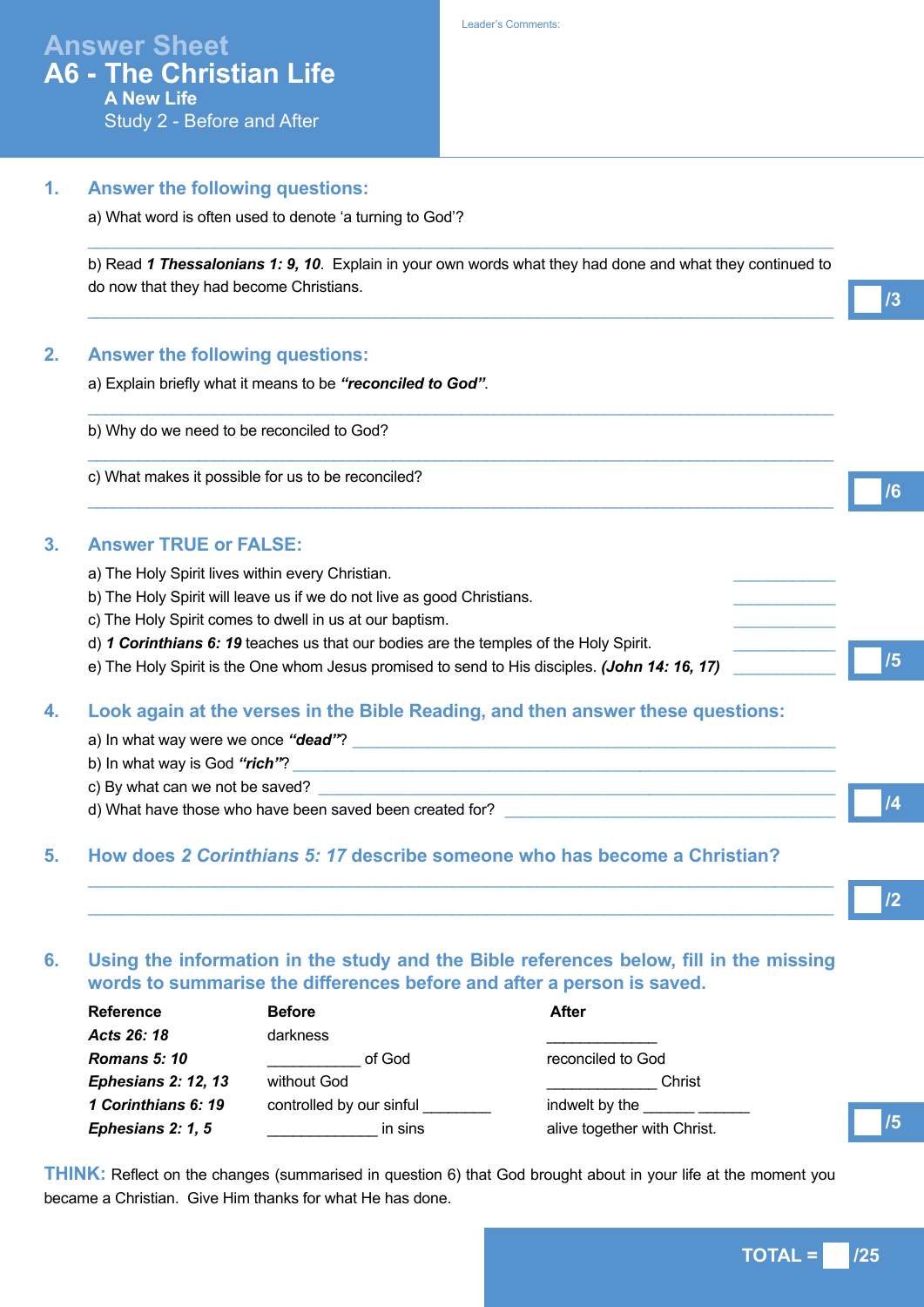# Answer Sheet
# A6 - The Christian Life
## A New Life
### Study 2 - Before and After

Leader's Comments:

## 1. Answer the following questions:

a) What word is often used to denote 'a turning to God'?

___________________________________________________________________________

b) Read ***1 Thessalonians 1: 9, 10***. Explain in your own words what they had done and what they continued to do now that they had become Christians.

___________________________________________________________________________

/3

## 2. Answer the following questions:

a) Explain briefly what it means to be ***"reconciled to God"***.

___________________________________________________________________________

b) Why do we need to be reconciled to God?

___________________________________________________________________________

c) What makes it possible for us to be reconciled?

___________________________________________________________________________

/6

## 3. Answer TRUE or FALSE:

a) The Holy Spirit lives within every Christian. ____________

b) The Holy Spirit will leave us if we do not live as good Christians. ____________

c) The Holy Spirit comes to dwell in us at our baptism. ____________

d) ***1 Corinthians 6: 19*** teaches us that our bodies are the temples of the Holy Spirit. ____________

e) The Holy Spirit is the One whom Jesus promised to send to His disciples. ***(John 14: 16, 17)*** ____________

/5

## 4. Look again at the verses in the Bible Reading, and then answer these questions:

a) In what way were we once ***"dead"***? ___________________________________________

b) In what way is God ***"rich"***? ___________________________________________

c) By what can we not be saved? ___________________________________________

d) What have those who have been saved been created for? ______________________________

/4

## 5. How does *2 Corinthians 5: 17* describe someone who has become a Christian?

___________________________________________________________________________

___________________________________________________________________________

/2

## 6. Using the information in the study and the Bible references below, fill in the missing words to summarise the differences before and after a person is saved.

| Reference | Before | After |
|---|---|---|
| ***Acts 26: 18*** | darkness | _____________ |
| ***Romans 5: 10*** | ___________ of God | reconciled to God |
| ***Ephesians 2: 12, 13*** | without God | _____________ Christ |
| ***1 Corinthians 6: 19*** | controlled by our sinful ________ | indwelt by the ______ ______ |
| ***Ephesians 2: 1, 5*** | _____________ in sins | alive together with Christ. |

/5

**THINK:** Reflect on the changes (summarised in question 6) that God brought about in your life at the moment you became a Christian. Give Him thanks for what He has done.

**TOTAL = /25**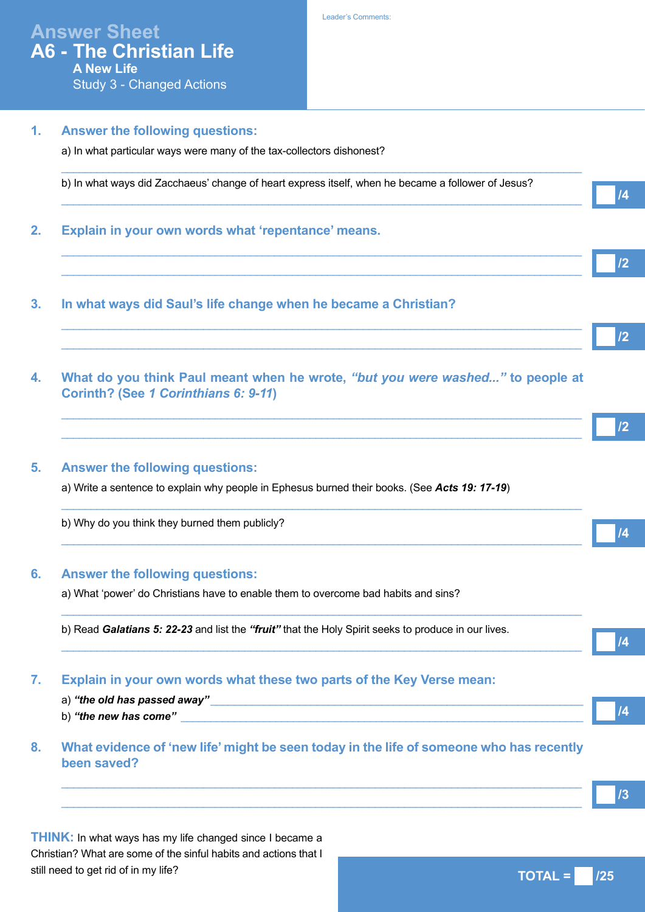# Answer Sheet
## A6 - The Christian Life
### A New Life
Study 3 - Changed Actions

Leader's Comments:

**1. Answer the following questions:**

a) In what particular ways were many of the tax-collectors dishonest?

b) In what ways did Zacchaeus' change of heart express itself, when he became a follower of Jesus?

/4

**2. Explain in your own words what 'repentance' means.**

/2

**3. In what ways did Saul's life change when he became a Christian?**

/2

**4. What do you think Paul meant when he wrote, *"but you were washed..."* to people at Corinth? (See *1 Corinthians 6: 9-11*)**

/2

**5. Answer the following questions:**

a) Write a sentence to explain why people in Ephesus burned their books. (See ***Acts 19: 17-19***)

b) Why do you think they burned them publicly?

/4

**6. Answer the following questions:**

a) What 'power' do Christians have to enable them to overcome bad habits and sins?

b) Read ***Galatians 5: 22-23*** and list the ***"fruit"*** that the Holy Spirit seeks to produce in our lives.

/4

**7. Explain in your own words what these two parts of the Key Verse mean:**

a) ***"the old has passed away"***

b) ***"the new has come"***

/4

**8. What evidence of 'new life' might be seen today in the life of someone who has recently been saved?**

/3

**THINK:** In what ways has my life changed since I became a Christian? What are some of the sinful habits and actions that I still need to get rid of in my life?

**TOTAL = /25**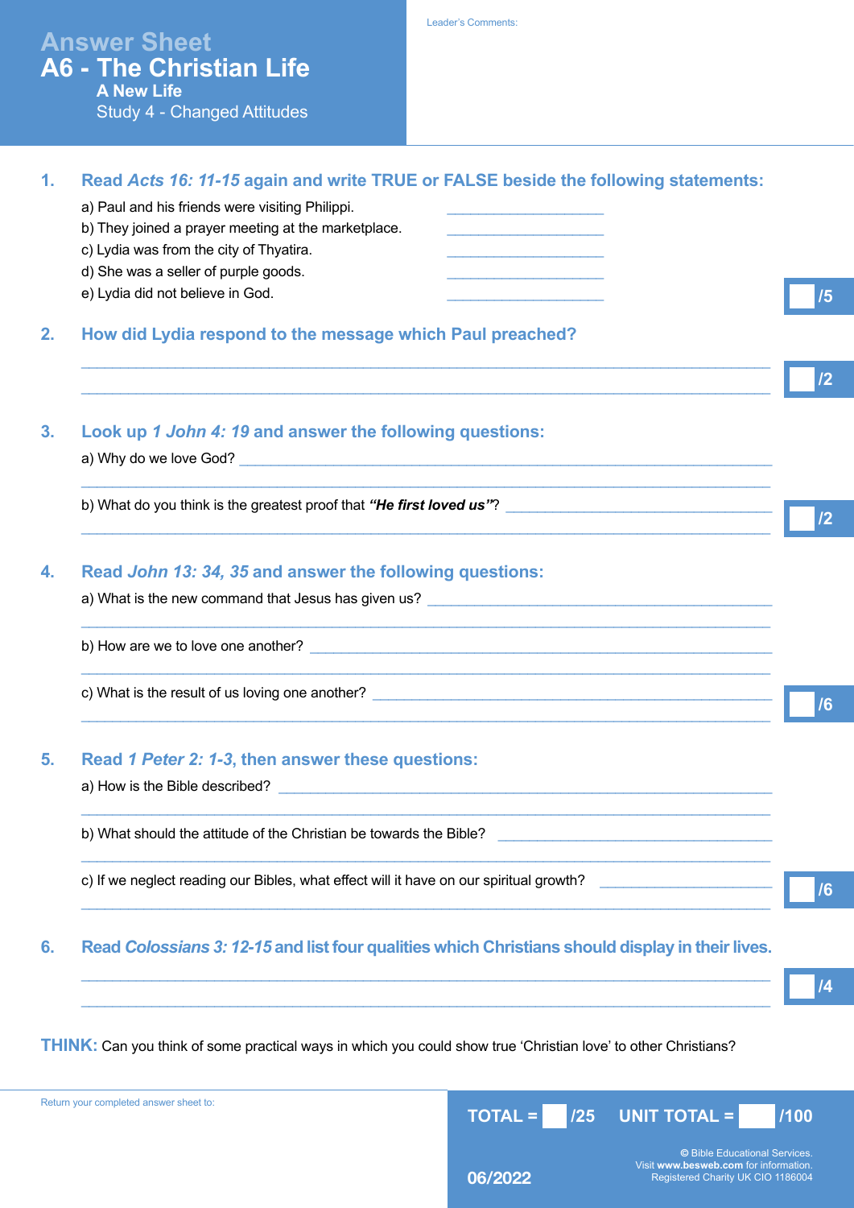# Answer Sheet

## A6 - The Christian Life

### A New Life

Study 4 - Changed Attitudes

Leader's Comments:

**1. Read *Acts 16: 11-15* again and write TRUE or FALSE beside the following statements:**

a) Paul and his friends were visiting Philippi. ____________________

b) They joined a prayer meeting at the marketplace. ____________________

c) Lydia was from the city of Thyatira. ____________________

d) She was a seller of purple goods. ____________________

e) Lydia did not believe in God. ____________________

/5

**2. How did Lydia respond to the message which Paul preached?**

____________________________________________________________________________

____________________________________________________________________________

/2

**3. Look up *1 John 4: 19* and answer the following questions:**

a) Why do we love God? ____________________________________________________________

____________________________________________________________________________

b) What do you think is the greatest proof that ***"He first loved us"***? ____________________

____________________________________________________________________________

/2

**4. Read *John 13: 34, 35* and answer the following questions:**

a) What is the new command that Jesus has given us? ______________________________

____________________________________________________________________________

b) How are we to love one another? ____________________________________________

____________________________________________________________________________

c) What is the result of us loving one another? __________________________________

____________________________________________________________________________

/6

**5. Read *1 Peter 2: 1-3*, then answer these questions:**

a) How is the Bible described? ________________________________________________

____________________________________________________________________________

b) What should the attitude of the Christian be towards the Bible? ____________________

____________________________________________________________________________

c) If we neglect reading our Bibles, what effect will it have on our spiritual growth? ____________

____________________________________________________________________________

/6

**6. Read *Colossians 3: 12-15* and list four qualities which Christians should display in their lives.**

____________________________________________________________________________

____________________________________________________________________________

/4

**THINK:** Can you think of some practical ways in which you could show true 'Christian love' to other Christians?

Return your completed answer sheet to:

**TOTAL = /25 UNIT TOTAL = /100**

06/2022

© Bible Educational Services.
Visit **www.besweb.com** for information.
Registered Charity UK CIO 1186004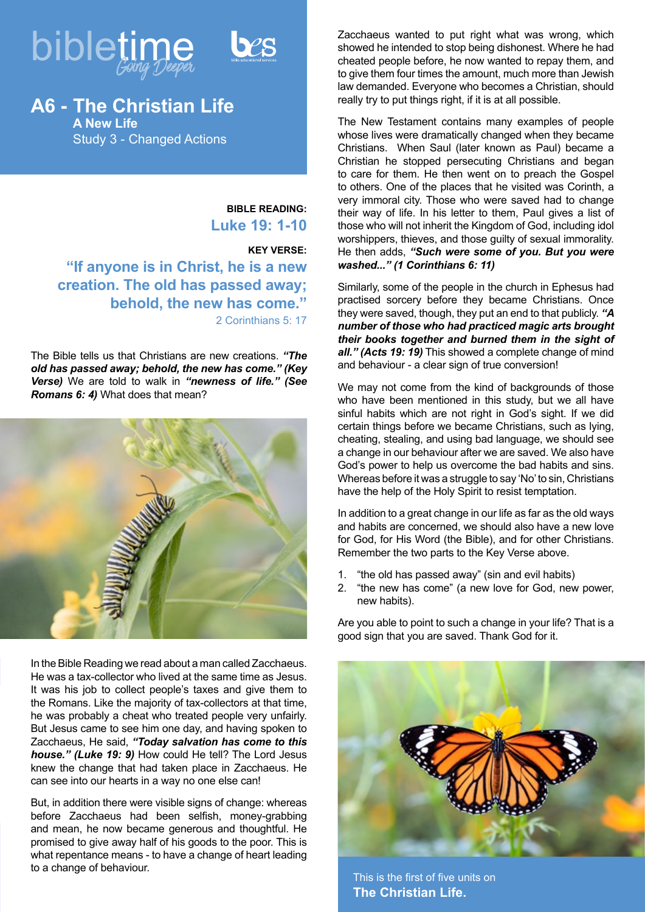bibletime *Going Deeper*

bes

# A6 - The Christian Life

## A New Life

### Study 3 - Changed Actions

**BIBLE READING:**

**Luke 19: 1-10**

**KEY VERSE:**

**"If anyone is in Christ, he is a new creation. The old has passed away; behold, the new has come."**

2 Corinthians 5: 17

The Bible tells us that Christians are new creations. ***"The old has passed away; behold, the new has come." (Key Verse)*** We are told to walk in ***"newness of life." (See Romans 6: 4)*** What does that mean?

In the Bible Reading we read about a man called Zacchaeus. He was a tax-collector who lived at the same time as Jesus. It was his job to collect people's taxes and give them to the Romans. Like the majority of tax-collectors at that time, he was probably a cheat who treated people very unfairly. But Jesus came to see him one day, and having spoken to Zacchaeus, He said, ***"Today salvation has come to this house." (Luke 19: 9)*** How could He tell? The Lord Jesus knew the change that had taken place in Zacchaeus. He can see into our hearts in a way no one else can!

But, in addition there were visible signs of change: whereas before Zacchaeus had been selfish, money-grabbing and mean, he now became generous and thoughtful. He promised to give away half of his goods to the poor. This is what repentance means - to have a change of heart leading to a change of behaviour.

Zacchaeus wanted to put right what was wrong, which showed he intended to stop being dishonest. Where he had cheated people before, he now wanted to repay them, and to give them four times the amount, much more than Jewish law demanded. Everyone who becomes a Christian, should really try to put things right, if it is at all possible.

The New Testament contains many examples of people whose lives were dramatically changed when they became Christians. When Saul (later known as Paul) became a Christian he stopped persecuting Christians and began to care for them. He then went on to preach the Gospel to others. One of the places that he visited was Corinth, a very immoral city. Those who were saved had to change their way of life. In his letter to them, Paul gives a list of those who will not inherit the Kingdom of God, including idol worshippers, thieves, and those guilty of sexual immorality. He then adds, ***"Such were some of you. But you were washed..." (1 Corinthians 6: 11)***

Similarly, some of the people in the church in Ephesus had practised sorcery before they became Christians. Once they were saved, though, they put an end to that publicly. ***"A number of those who had practiced magic arts brought their books together and burned them in the sight of all." (Acts 19: 19)*** This showed a complete change of mind and behaviour - a clear sign of true conversion!

We may not come from the kind of backgrounds of those who have been mentioned in this study, but we all have sinful habits which are not right in God's sight. If we did certain things before we became Christians, such as lying, cheating, stealing, and using bad language, we should see a change in our behaviour after we are saved. We also have God's power to help us overcome the bad habits and sins. Whereas before it was a struggle to say 'No' to sin, Christians have the help of the Holy Spirit to resist temptation.

In addition to a great change in our life as far as the old ways and habits are concerned, we should also have a new love for God, for His Word (the Bible), and for other Christians. Remember the two parts to the Key Verse above.

1. "the old has passed away" (sin and evil habits)
2. "the new has come" (a new love for God, new power, new habits).

Are you able to point to such a change in your life? That is a good sign that you are saved. Thank God for it.

This is the first of five units on
**The Christian Life.**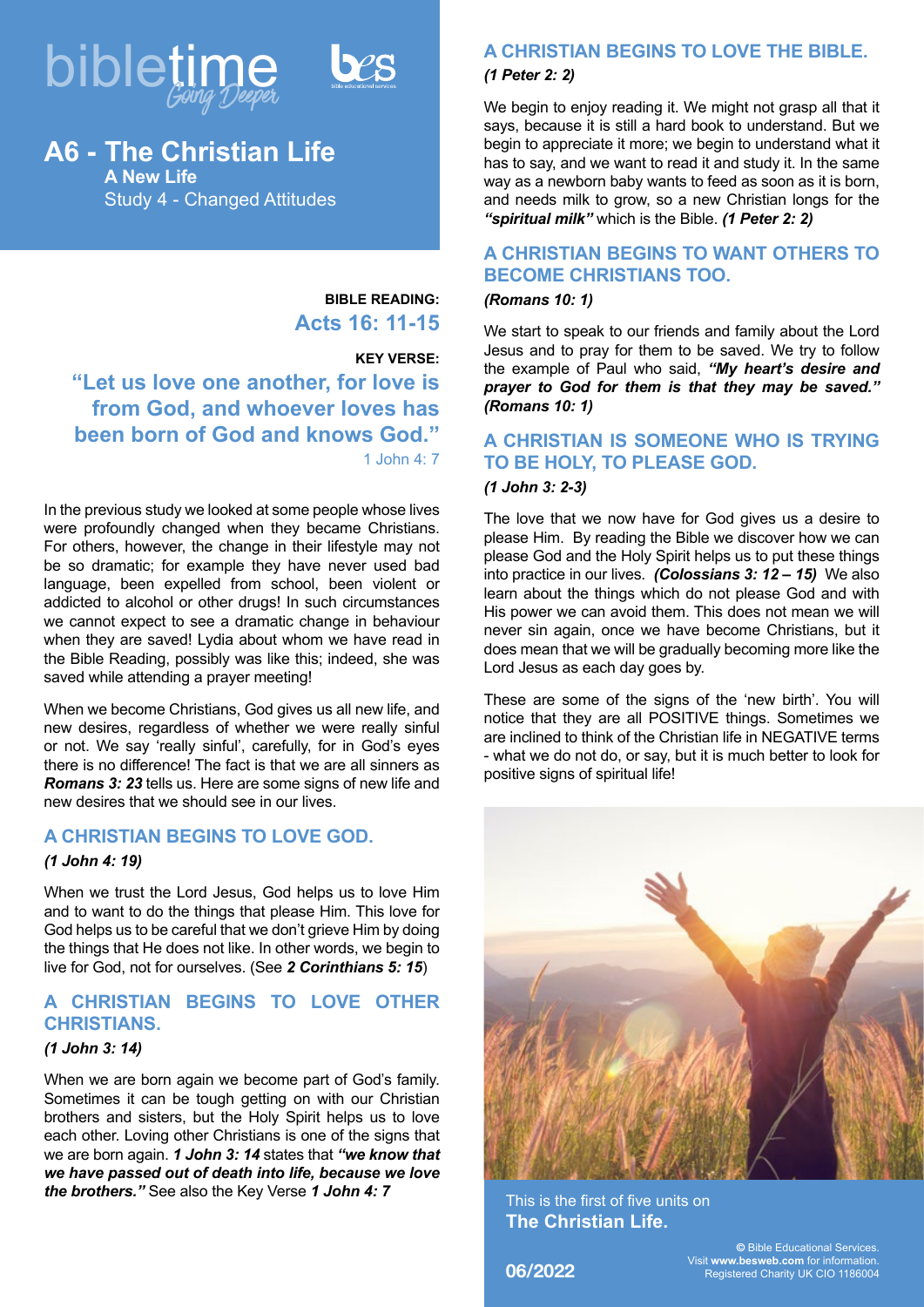# bibletime *Going Deeper*

bes

## A6 - The Christian Life

**A New Life**

Study 4 - Changed Attitudes

**BIBLE READING:**

**Acts 16: 11-15**

**KEY VERSE:**

**"Let us love one another, for love is from God, and whoever loves has been born of God and knows God."**

1 John 4: 7

In the previous study we looked at some people whose lives were profoundly changed when they became Christians. For others, however, the change in their lifestyle may not be so dramatic; for example they have never used bad language, been expelled from school, been violent or addicted to alcohol or other drugs! In such circumstances we cannot expect to see a dramatic change in behaviour when they are saved! Lydia about whom we have read in the Bible Reading, possibly was like this; indeed, she was saved while attending a prayer meeting!

When we become Christians, God gives us all new life, and new desires, regardless of whether we were really sinful or not. We say 'really sinful', carefully, for in God's eyes there is no difference! The fact is that we are all sinners as ***Romans 3: 23*** tells us. Here are some signs of new life and new desires that we should see in our lives.

### A CHRISTIAN BEGINS TO LOVE GOD.

***(1 John 4: 19)***

When we trust the Lord Jesus, God helps us to love Him and to want to do the things that please Him. This love for God helps us to be careful that we don't grieve Him by doing the things that He does not like. In other words, we begin to live for God, not for ourselves. (See ***2 Corinthians 5: 15***)

### A CHRISTIAN BEGINS TO LOVE OTHER CHRISTIANS.

***(1 John 3: 14)***

When we are born again we become part of God's family. Sometimes it can be tough getting on with our Christian brothers and sisters, but the Holy Spirit helps us to love each other. Loving other Christians is one of the signs that we are born again. ***1 John 3: 14*** states that ***"we know that we have passed out of death into life, because we love the brothers."*** See also the Key Verse ***1 John 4: 7***

### A CHRISTIAN BEGINS TO LOVE THE BIBLE.

***(1 Peter 2: 2)***

We begin to enjoy reading it. We might not grasp all that it says, because it is still a hard book to understand. But we begin to appreciate it more; we begin to understand what it has to say, and we want to read it and study it. In the same way as a newborn baby wants to feed as soon as it is born, and needs milk to grow, so a new Christian longs for the ***"spiritual milk"*** which is the Bible. ***(1 Peter 2: 2)***

### A CHRISTIAN BEGINS TO WANT OTHERS TO BECOME CHRISTIANS TOO.

***(Romans 10: 1)***

We start to speak to our friends and family about the Lord Jesus and to pray for them to be saved. We try to follow the example of Paul who said, ***"My heart's desire and prayer to God for them is that they may be saved." (Romans 10: 1)***

### A CHRISTIAN IS SOMEONE WHO IS TRYING TO BE HOLY, TO PLEASE GOD.

***(1 John 3: 2-3)***

The love that we now have for God gives us a desire to please Him. By reading the Bible we discover how we can please God and the Holy Spirit helps us to put these things into practice in our lives. ***(Colossians 3: 12 – 15)*** We also learn about the things which do not please God and with His power we can avoid them. This does not mean we will never sin again, once we have become Christians, but it does mean that we will be gradually becoming more like the Lord Jesus as each day goes by.

These are some of the signs of the 'new birth'. You will notice that they are all POSITIVE things. Sometimes we are inclined to think of the Christian life in NEGATIVE terms - what we do not do, or say, but it is much better to look for positive signs of spiritual life!

This is the first of five units on **The Christian Life.**

**06/2022**

© Bible Educational Services. Visit **www.besweb.com** for information. Registered Charity UK CIO 1186004